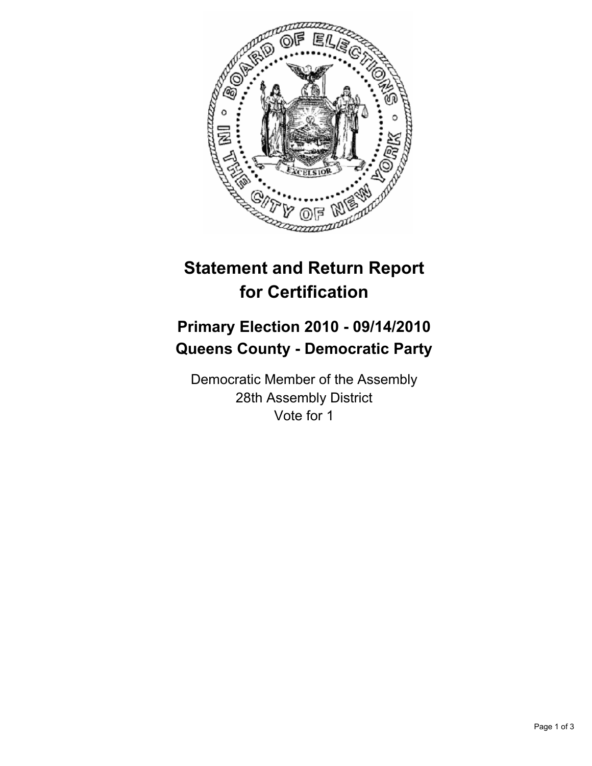# Statement and Return Report for Certification

## Primary Election 2010 - 09/14/2010
## Queens County - Democratic Party

Democratic Member of the Assembly
28th Assembly District
Vote for 1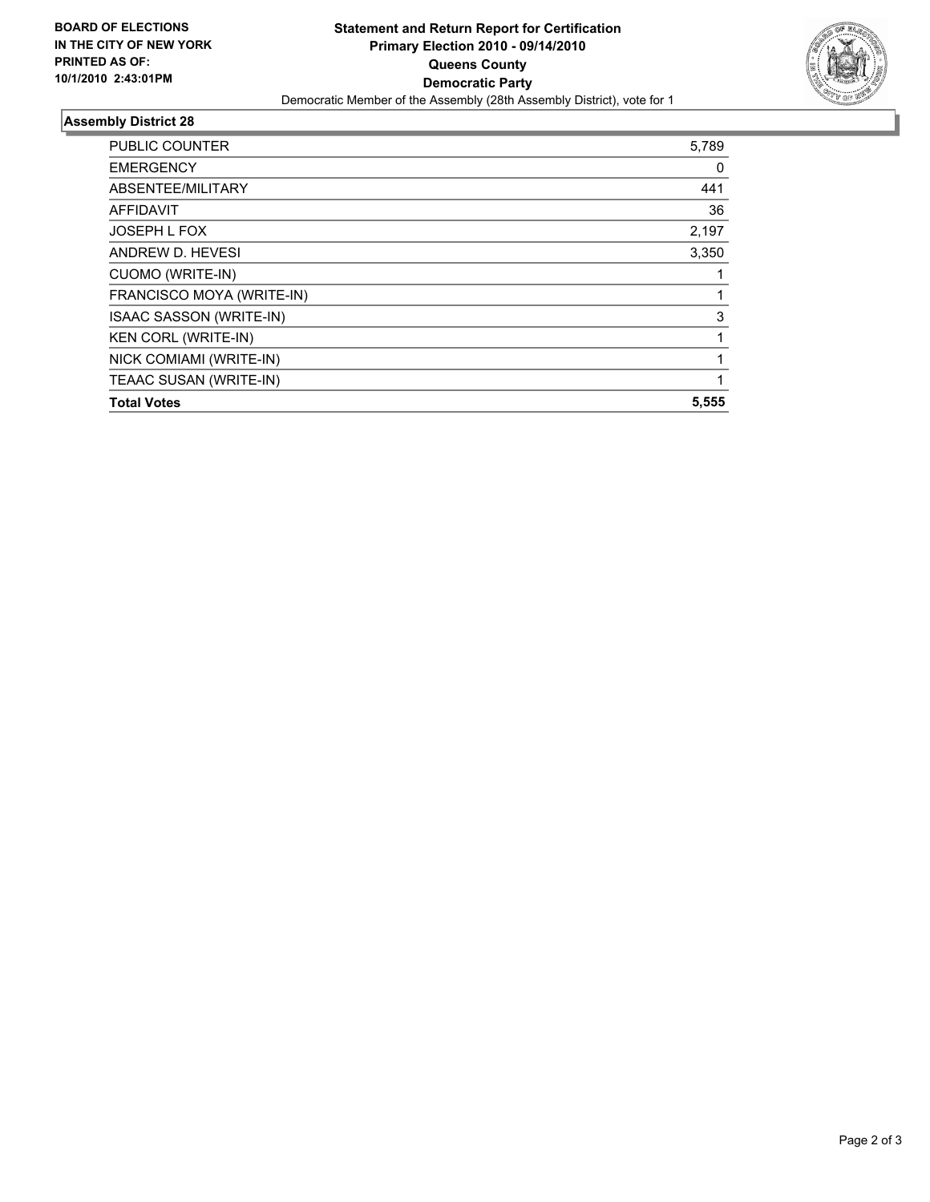**BOARD OF ELECTIONS IN THE CITY OF NEW YORK PRINTED AS OF: 10/1/2010 2:43:01PM**

# Statement and Return Report for Certification
## Primary Election 2010 - 09/14/2010
## Queens County
## Democratic Party

Democratic Member of the Assembly (28th Assembly District), vote for 1

### Assembly District 28

| | |
|---|---|
| PUBLIC COUNTER | 5,789 |
| EMERGENCY | 0 |
| ABSENTEE/MILITARY | 441 |
| AFFIDAVIT | 36 |
| JOSEPH L FOX | 2,197 |
| ANDREW D. HEVESI | 3,350 |
| CUOMO (WRITE-IN) | 1 |
| FRANCISCO MOYA (WRITE-IN) | 1 |
| ISAAC SASSON (WRITE-IN) | 3 |
| KEN CORL (WRITE-IN) | 1 |
| NICK COMIAMI (WRITE-IN) | 1 |
| TEAAC SUSAN (WRITE-IN) | 1 |
| **Total Votes** | **5,555** |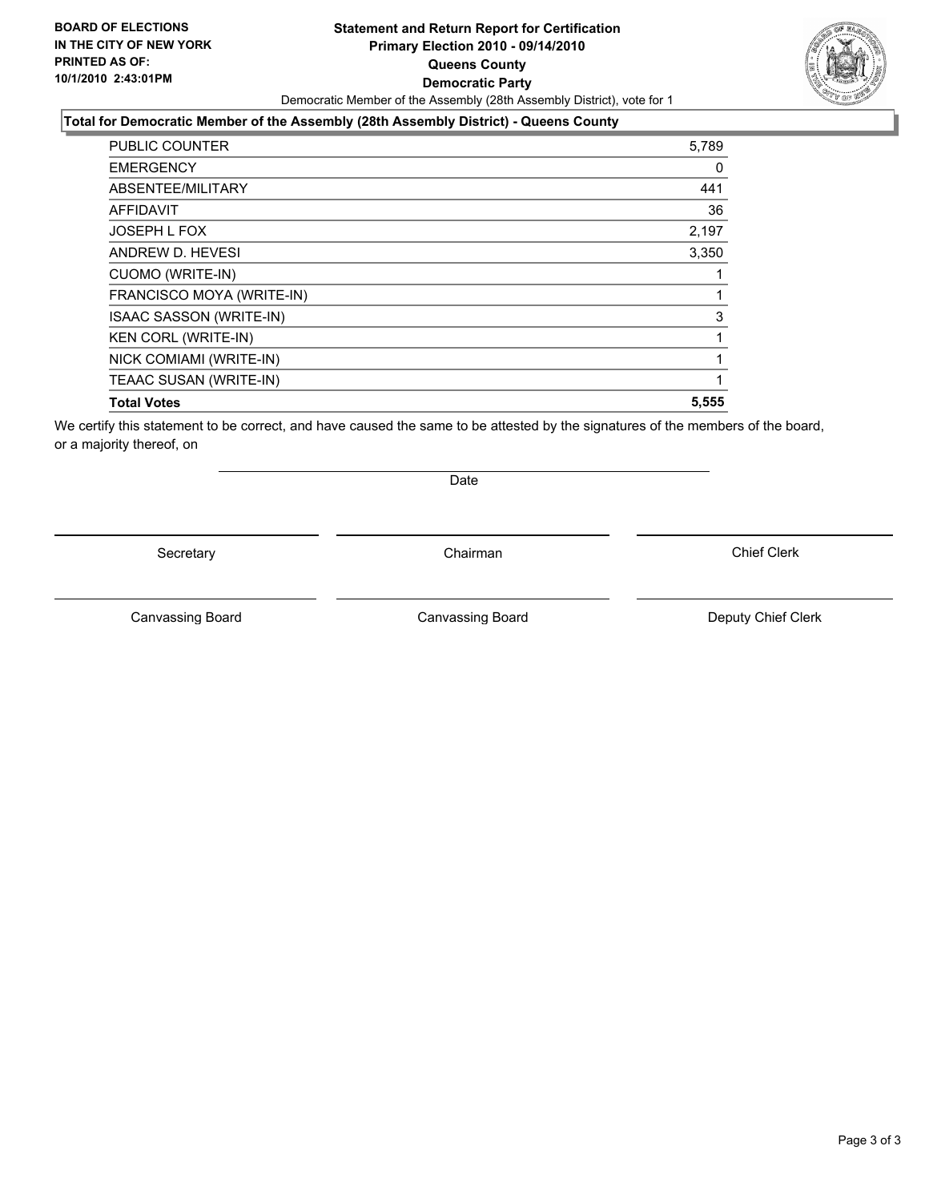**BOARD OF ELECTIONS IN THE CITY OF NEW YORK PRINTED AS OF: 10/1/2010 2:43:01PM**

**Statement and Return Report for Certification**
**Primary Election 2010 - 09/14/2010**
**Queens County**
**Democratic Party**

Democratic Member of the Assembly (28th Assembly District), vote for 1

**Total for Democratic Member of the Assembly (28th Assembly District) - Queens County**

| | |
|---|---|
| PUBLIC COUNTER | 5,789 |
| EMERGENCY | 0 |
| ABSENTEE/MILITARY | 441 |
| AFFIDAVIT | 36 |
| JOSEPH L FOX | 2,197 |
| ANDREW D. HEVESI | 3,350 |
| CUOMO (WRITE-IN) | 1 |
| FRANCISCO MOYA (WRITE-IN) | 1 |
| ISAAC SASSON (WRITE-IN) | 3 |
| KEN CORL (WRITE-IN) | 1 |
| NICK COMIAMI (WRITE-IN) | 1 |
| TEAAC SUSAN (WRITE-IN) | 1 |
| **Total Votes** | **5,555** |

We certify this statement to be correct, and have caused the same to be attested by the signatures of the members of the board, or a majority thereof, on

Date

Secretary

Chairman

Chief Clerk

Canvassing Board

Canvassing Board

Deputy Chief Clerk